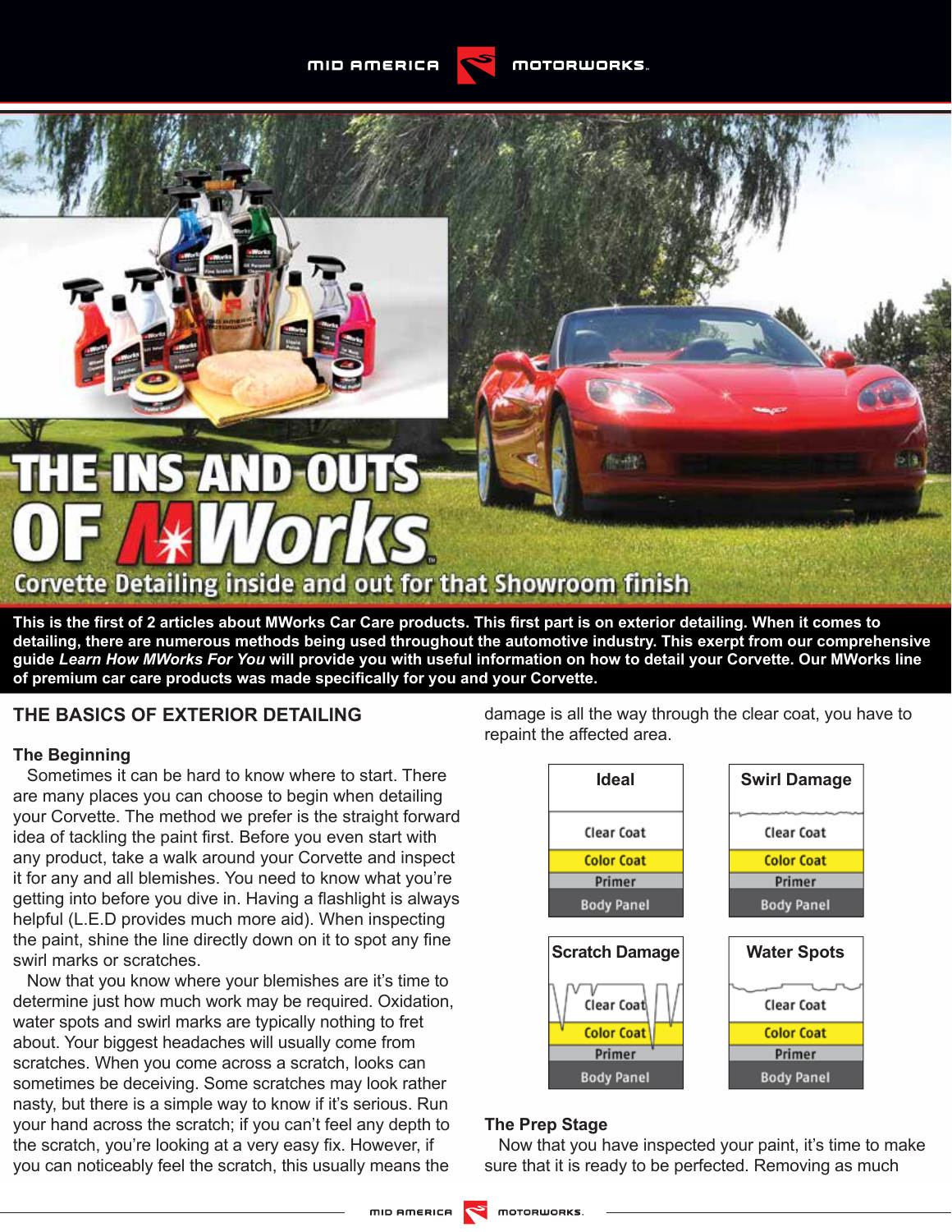# THE INS AND OUTS OF MWorks

## Corvette Detailing inside and out for that Showroom finish

**This is the first of 2 articles about MWorks Car Care products. This first part is on exterior detailing. When it comes to detailing, there are numerous methods being used throughout the automotive industry. This exert from our comprehensive guide *Learn How MWorks For You* will provide you with useful information on how to detail your Corvette. Our MWorks line of premium car care products was made specifically for you and your Corvette.**

## THE BASICS OF EXTERIOR DETAILING

### The Beginning

Sometimes it can be hard to know where to start. There are many places you can choose to begin when detailing your Corvette. The method we prefer is the straight forward idea of tackling the paint first. Before you even start with any product, take a walk around your Corvette and inspect it for any and all blemishes. You need to know what you're getting into before you dive in. Having a flashlight is always helpful (L.E.D provides much more aid). When inspecting the paint, shine the line directly down on it to spot any fine swirl marks or scratches.

Now that you know where your blemishes are it's time to determine just how much work may be required. Oxidation, water spots and swirl marks are typically nothing to fret about. Your biggest headaches will usually come from scratches. When you come across a scratch, looks can sometimes be deceiving. Some scratches may look rather nasty, but there is a simple way to know if it's serious. Run your hand across the scratch; if you can't feel any depth to the scratch, you're looking at a very easy fix. However, if you can noticeably feel the scratch, this usually means the damage is all the way through the clear coat, you have to repaint the affected area.

| Ideal | Swirl Damage | Scratch Damage | Water Spots |
|---|---|---|---|
| Clear Coat | Clear Coat | Clear Coat | Clear Coat |
| Color Coat | Color Coat | Color Coat | Color Coat |
| Primer | Primer | Primer | Primer |
| Body Panel | Body Panel | Body Panel | Body Panel |

### The Prep Stage

Now that you have inspected your paint, it's time to make sure that it is ready to be perfected. Removing as much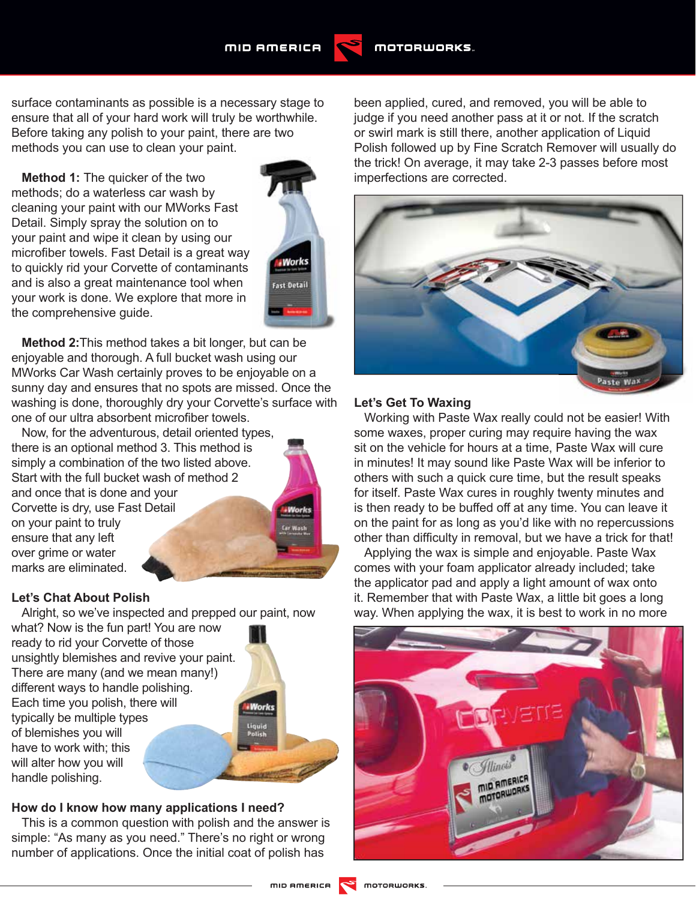surface contaminants as possible is a necessary stage to ensure that all of your hard work will truly be worthwhile. Before taking any polish to your paint, there are two methods you can use to clean your paint.

**Method 1:** The quicker of the two methods; do a waterless car wash by cleaning your paint with our MWorks Fast Detail. Simply spray the solution on to your paint and wipe it clean by using our microfiber towels. Fast Detail is a great way to quickly rid your Corvette of contaminants and is also a great maintenance tool when your work is done. We explore that more in the comprehensive guide.

**Method 2:**This method takes a bit longer, but can be enjoyable and thorough. A full bucket wash using our MWorks Car Wash certainly proves to be enjoyable on a sunny day and ensures that no spots are missed. Once the washing is done, thoroughly dry your Corvette's surface with one of our ultra absorbent microfiber towels.

Now, for the adventurous, detail oriented types, there is an optional method 3. This method is simply a combination of the two listed above. Start with the full bucket wash of method 2 and once that is done and your Corvette is dry, use Fast Detail on your paint to truly ensure that any left over grime or water marks are eliminated.

## Let's Chat About Polish

Alright, so we've inspected and prepped our paint, now what? Now is the fun part! You are now ready to rid your Corvette of those unsightly blemishes and revive your paint. There are many (and we mean many!) different ways to handle polishing. Each time you polish, there will typically be multiple types of blemishes you will have to work with; this will alter how you will handle polishing.

## How do I know how many applications I need?

This is a common question with polish and the answer is simple: "As many as you need." There's no right or wrong number of applications. Once the initial coat of polish has been applied, cured, and removed, you will be able to judge if you need another pass at it or not. If the scratch or swirl mark is still there, another application of Liquid Polish followed up by Fine Scratch Remover will usually do the trick! On average, it may take 2-3 passes before most imperfections are corrected.

## Let's Get To Waxing

Working with Paste Wax really could not be easier! With some waxes, proper curing may require having the wax sit on the vehicle for hours at a time, Paste Wax will cure in minutes! It may sound like Paste Wax will be inferior to others with such a quick cure time, but the result speaks for itself. Paste Wax cures in roughly twenty minutes and is then ready to be buffed off at any time. You can leave it on the paint for as long as you'd like with no repercussions other than difficulty in removal, but we have a trick for that!

Applying the wax is simple and enjoyable. Paste Wax comes with your foam applicator already included; take the applicator pad and apply a light amount of wax onto it. Remember that with Paste Wax, a little bit goes a long way. When applying the wax, it is best to work in no more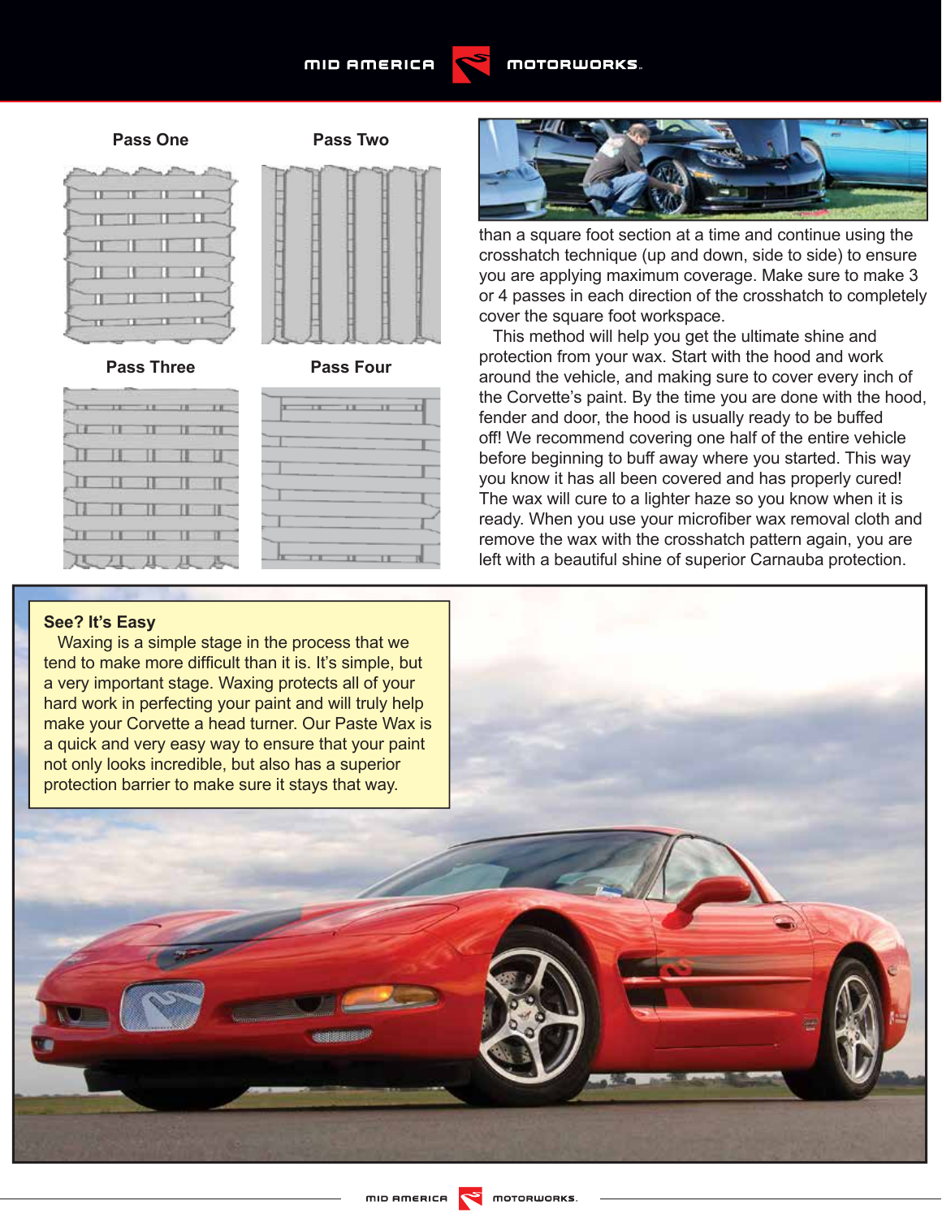Pass One

Pass Two

Pass Three

Pass Four

than a square foot section at a time and continue using the crosshatch technique (up and down, side to side) to ensure you are applying maximum coverage. Make sure to make 3 or 4 passes in each direction of the crosshatch to completely cover the square foot workspace.

This method will help you get the ultimate shine and protection from your wax. Start with the hood and work around the vehicle, and making sure to cover every inch of the Corvette's paint. By the time you are done with the hood, fender and door, the hood is usually ready to be buffed off! We recommend covering one half of the entire vehicle before beginning to buff away where you started. This way you know it has all been covered and has properly cured! The wax will cure to a lighter haze so you know when it is ready. When you use your microfiber wax removal cloth and remove the wax with the crosshatch pattern again, you are left with a beautiful shine of superior Carnauba protection.

**See? It's Easy**

Waxing is a simple stage in the process that we tend to make more difficult than it is. It's simple, but a very important stage. Waxing protects all of your hard work in perfecting your paint and will truly help make your Corvette a head turner. Our Paste Wax is a quick and very easy way to ensure that your paint not only looks incredible, but also has a superior protection barrier to make sure it stays that way.